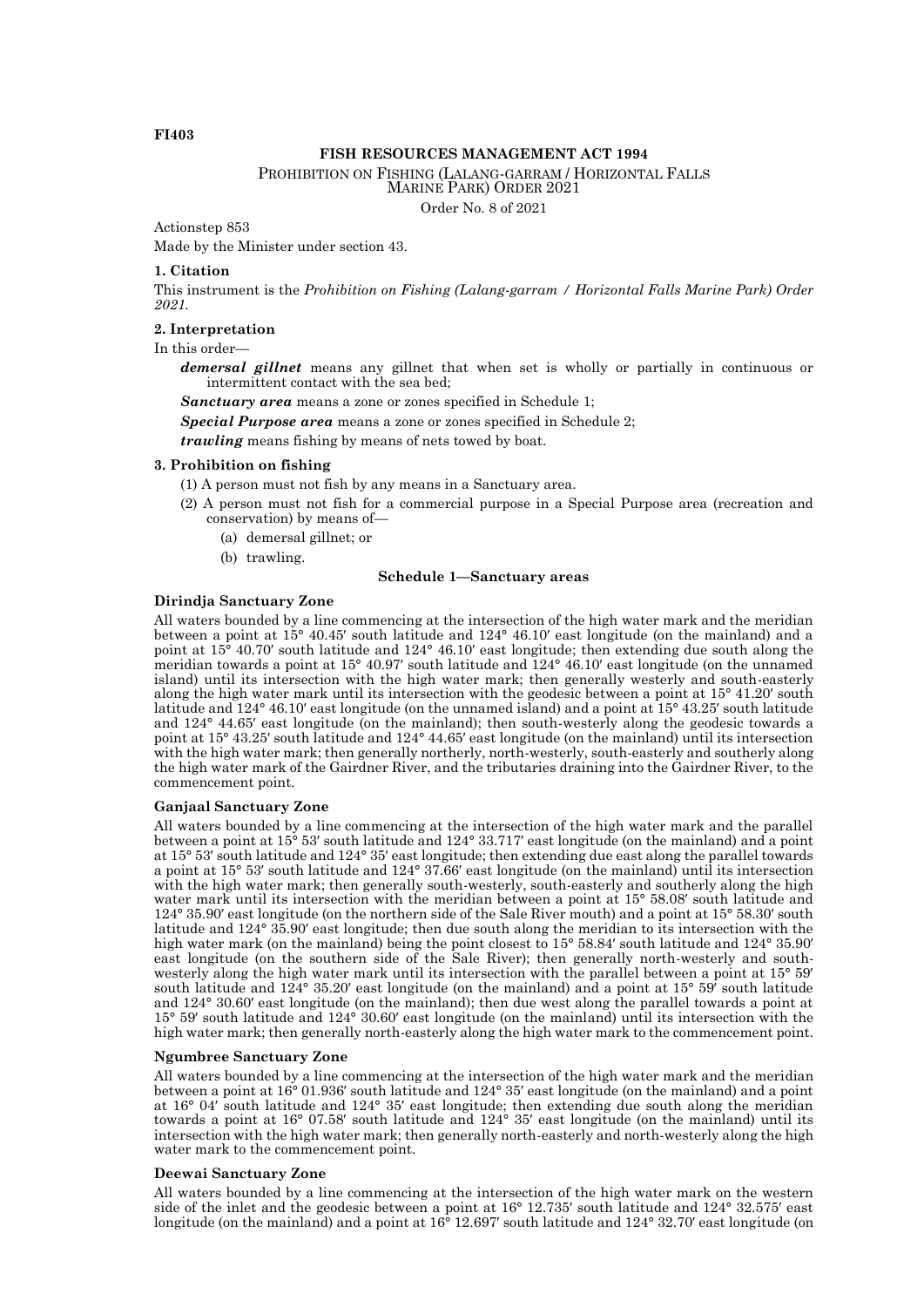FI403

**FISH RESOURCES MANAGEMENT ACT 1994**

PROHIBITION ON FISHING (LALANG-GARRAM / HORIZONTAL FALLS MARINE PARK) ORDER 2021

Order No. 8 of 2021

Actionstep 853

Made by the Minister under section 43.

**1. Citation**

This instrument is the *Prohibition on Fishing (Lalang-garram / Horizontal Falls Marine Park) Order 2021*.

**2. Interpretation**

In this order—

***demersal gillnet*** means any gillnet that when set is wholly or partially in continuous or intermittent contact with the sea bed;

***Sanctuary area*** means a zone or zones specified in Schedule 1;

***Special Purpose area*** means a zone or zones specified in Schedule 2;

***trawling*** means fishing by means of nets towed by boat.

**3. Prohibition on fishing**

(1) A person must not fish by any means in a Sanctuary area.

(2) A person must not fish for a commercial purpose in a Special Purpose area (recreation and conservation) by means of—

(a) demersal gillnet; or

(b) trawling.

**Schedule 1—Sanctuary areas**

**Dirindja Sanctuary Zone**

All waters bounded by a line commencing at the intersection of the high water mark and the meridian between a point at 15° 40.45′ south latitude and 124° 46.10′ east longitude (on the mainland) and a point at 15° 40.70′ south latitude and 124° 46.10′ east longitude; then extending due south along the meridian towards a point at 15° 40.97′ south latitude and 124° 46.10′ east longitude (on the unnamed island) until its intersection with the high water mark; then generally westerly and south-easterly along the high water mark until its intersection with the geodesic between a point at 15° 41.20′ south latitude and 124° 46.10′ east longitude (on the unnamed island) and a point at 15° 43.25′ south latitude and 124° 44.65′ east longitude (on the mainland); then south-westerly along the geodesic towards a point at 15° 43.25′ south latitude and 124° 44.65′ east longitude (on the mainland) until its intersection with the high water mark; then generally northerly, north-westerly, south-easterly and southerly along the high water mark of the Gairdner River, and the tributaries draining into the Gairdner River, to the commencement point.

**Ganjaal Sanctuary Zone**

All waters bounded by a line commencing at the intersection of the high water mark and the parallel between a point at 15° 53′ south latitude and 124° 33.717′ east longitude (on the mainland) and a point at 15° 53′ south latitude and 124° 35′ east longitude; then extending due east along the parallel towards a point at 15° 53′ south latitude and 124° 37.66′ east longitude (on the mainland) until its intersection with the high water mark; then generally south-westerly, south-easterly and southerly along the high water mark until its intersection with the meridian between a point at 15° 58.08′ south latitude and 124° 35.90′ east longitude (on the northern side of the Sale River mouth) and a point at 15° 58.30′ south latitude and 124° 35.90′ east longitude; then due south along the meridian to its intersection with the high water mark (on the mainland) being the point closest to 15° 58.84′ south latitude and 124° 35.90′ east longitude (on the southern side of the Sale River); then generally north-westerly and south-westerly along the high water mark until its intersection with the parallel between a point at 15° 59′ south latitude and 124° 35.20′ east longitude (on the mainland) and a point at 15° 59′ south latitude and 124° 30.60′ east longitude (on the mainland); then due west along the parallel towards a point at 15° 59′ south latitude and 124° 30.60′ east longitude (on the mainland) until its intersection with the high water mark; then generally north-easterly along the high water mark to the commencement point.

**Ngumbree Sanctuary Zone**

All waters bounded by a line commencing at the intersection of the high water mark and the meridian between a point at 16° 01.936′ south latitude and 124° 35′ east longitude (on the mainland) and a point at 16° 04′ south latitude and 124° 35′ east longitude; then extending due south along the meridian towards a point at 16° 07.58′ south latitude and 124° 35′ east longitude (on the mainland) until its intersection with the high water mark; then generally north-easterly and north-westerly along the high water mark to the commencement point.

**Deewai Sanctuary Zone**

All waters bounded by a line commencing at the intersection of the high water mark on the western side of the inlet and the geodesic between a point at 16° 12.735′ south latitude and 124° 32.575′ east longitude (on the mainland) and a point at 16° 12.697′ south latitude and 124° 32.70′ east longitude (on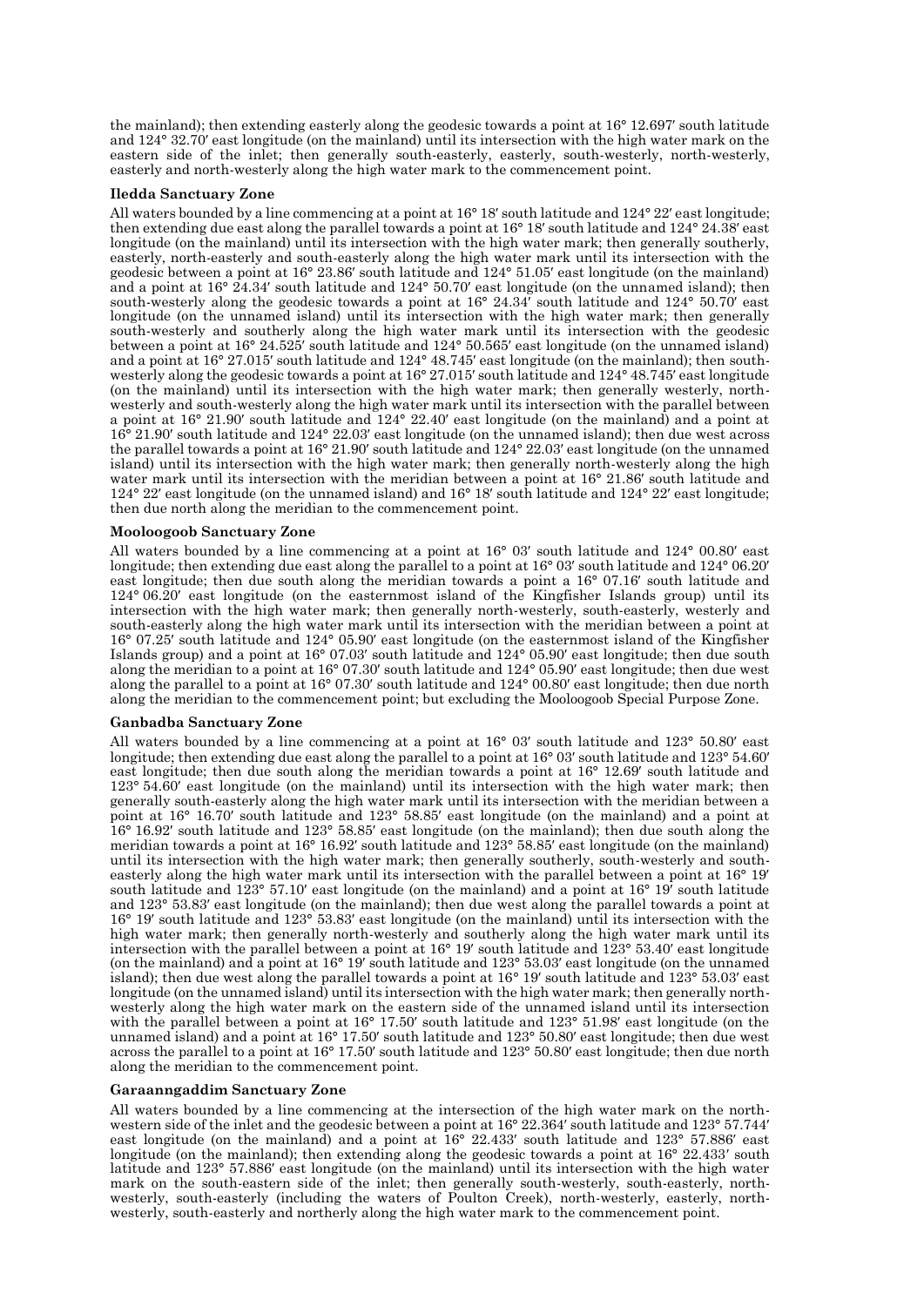the mainland); then extending easterly along the geodesic towards a point at 16° 12.697′ south latitude and 124° 32.70′ east longitude (on the mainland) until its intersection with the high water mark on the eastern side of the inlet; then generally south-easterly, easterly, south-westerly, north-westerly, easterly and north-westerly along the high water mark to the commencement point.

**Iledda Sanctuary Zone**

All waters bounded by a line commencing at a point at 16° 18′ south latitude and 124° 22′ east longitude; then extending due east along the parallel towards a point at 16° 18′ south latitude and 124° 24.38′ east longitude (on the mainland) until its intersection with the high water mark; then generally southerly, easterly, north-easterly and south-easterly along the high water mark until its intersection with the geodesic between a point at 16° 23.86′ south latitude and 124° 51.05′ east longitude (on the mainland) and a point at 16° 24.34′ south latitude and 124° 50.70′ east longitude (on the unnamed island); then south-westerly along the geodesic towards a point at 16° 24.34′ south latitude and 124° 50.70′ east longitude (on the unnamed island) until its intersection with the high water mark; then generally south-westerly and southerly along the high water mark until its intersection with the geodesic between a point at 16° 24.525′ south latitude and 124° 50.565′ east longitude (on the unnamed island) and a point at 16° 27.015′ south latitude and 124° 48.745′ east longitude (on the mainland); then south-westerly along the geodesic towards a point at 16° 27.015′ south latitude and 124° 48.745′ east longitude (on the mainland) until its intersection with the high water mark; then generally westerly, north-westerly and south-westerly along the high water mark until its intersection with the parallel between a point at 16° 21.90′ south latitude and 124° 22.40′ east longitude (on the mainland) and a point at 16° 21.90′ south latitude and 124° 22.03′ east longitude (on the unnamed island); then due west across the parallel towards a point at 16° 21.90′ south latitude and 124° 22.03′ east longitude (on the unnamed island) until its intersection with the high water mark; then generally north-westerly along the high water mark until its intersection with the meridian between a point at 16° 21.86′ south latitude and 124° 22′ east longitude (on the unnamed island) and 16° 18′ south latitude and 124° 22′ east longitude; then due north along the meridian to the commencement point.

**Mooloogoob Sanctuary Zone**

All waters bounded by a line commencing at a point at 16° 03′ south latitude and 124° 00.80′ east longitude; then extending due east along the parallel to a point at 16° 03′ south latitude and 124° 06.20′ east longitude; then due south along the meridian towards a point a 16° 07.16′ south latitude and 124° 06.20′ east longitude (on the easternmost island of the Kingfisher Islands group) until its intersection with the high water mark; then generally north-westerly, south-easterly, westerly and south-easterly along the high water mark until its intersection with the meridian between a point at 16° 07.25′ south latitude and 124° 05.90′ east longitude (on the easternmost island of the Kingfisher Islands group) and a point at 16° 07.03′ south latitude and 124° 05.90′ east longitude; then due south along the meridian to a point at 16° 07.30′ south latitude and 124° 05.90′ east longitude; then due west along the parallel to a point at 16° 07.30′ south latitude and 124° 00.80′ east longitude; then due north along the meridian to the commencement point; but excluding the Mooloogoob Special Purpose Zone.

**Ganbadba Sanctuary Zone**

All waters bounded by a line commencing at a point at 16° 03′ south latitude and 123° 50.80′ east longitude; then extending due east along the parallel to a point at 16° 03′ south latitude and 123° 54.60′ east longitude; then due south along the meridian towards a point at 16° 12.69′ south latitude and 123° 54.60′ east longitude (on the mainland) until its intersection with the high water mark; then generally south-easterly along the high water mark until its intersection with the meridian between a point at 16° 16.70′ south latitude and 123° 58.85′ east longitude (on the mainland) and a point at 16° 16.92′ south latitude and 123° 58.85′ east longitude (on the mainland); then due south along the meridian towards a point at 16° 16.92′ south latitude and 123° 58.85′ east longitude (on the mainland) until its intersection with the high water mark; then generally southerly, south-westerly and south-easterly along the high water mark until its intersection with the parallel between a point at 16° 19′ south latitude and 123° 57.10′ east longitude (on the mainland) and a point at 16° 19′ south latitude and 123° 53.83′ east longitude (on the mainland); then due west along the parallel towards a point at 16° 19′ south latitude and 123° 53.83′ east longitude (on the mainland) until its intersection with the high water mark; then generally north-westerly and southerly along the high water mark until its intersection with the parallel between a point at 16° 19′ south latitude and 123° 53.40′ east longitude (on the mainland) and a point at 16° 19′ south latitude and 123° 53.03′ east longitude (on the unnamed island); then due west along the parallel towards a point at 16° 19′ south latitude and 123° 53.03′ east longitude (on the unnamed island) until its intersection with the high water mark; then generally north-westerly along the high water mark on the eastern side of the unnamed island until its intersection with the parallel between a point at 16° 17.50′ south latitude and 123° 51.98′ east longitude (on the unnamed island) and a point at 16° 17.50′ south latitude and 123° 50.80′ east longitude; then due west across the parallel to a point at 16° 17.50′ south latitude and 123° 50.80′ east longitude; then due north along the meridian to the commencement point.

**Garaanngaddim Sanctuary Zone**

All waters bounded by a line commencing at the intersection of the high water mark on the north-western side of the inlet and the geodesic between a point at 16° 22.364′ south latitude and 123° 57.744′ east longitude (on the mainland) and a point at 16° 22.433′ south latitude and 123° 57.886′ east longitude (on the mainland); then extending along the geodesic towards a point at 16° 22.433′ south latitude and 123° 57.886′ east longitude (on the mainland) until its intersection with the high water mark on the south-eastern side of the inlet; then generally south-westerly, south-easterly, north-westerly, south-easterly (including the waters of Poulton Creek), north-westerly, easterly, north-westerly, south-easterly and northerly along the high water mark to the commencement point.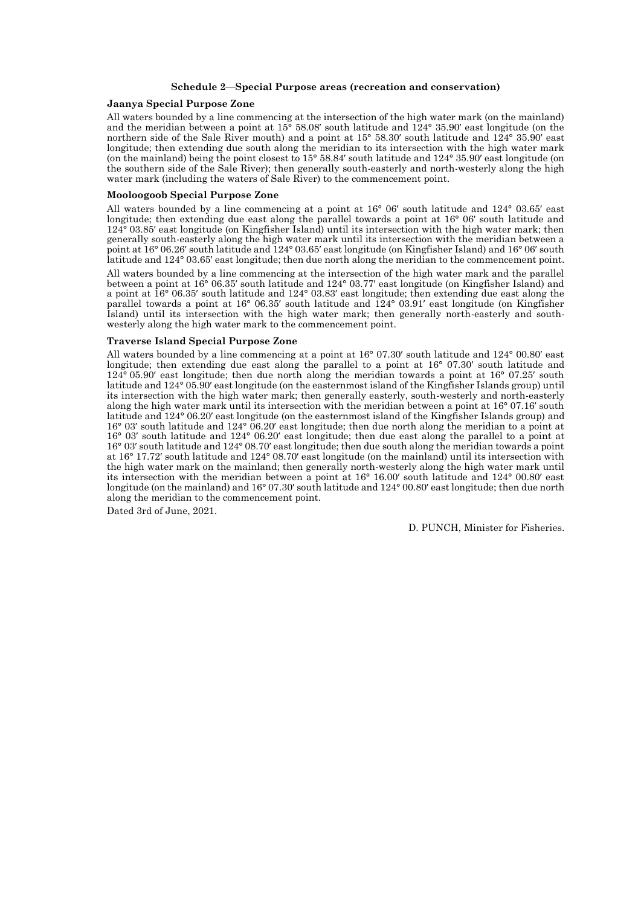### Schedule 2—Special Purpose areas (recreation and conservation)

**Jaanya Special Purpose Zone**

All waters bounded by a line commencing at the intersection of the high water mark (on the mainland) and the meridian between a point at 15° 58.08′ south latitude and 124° 35.90′ east longitude (on the northern side of the Sale River mouth) and a point at 15° 58.30′ south latitude and 124° 35.90′ east longitude; then extending due south along the meridian to its intersection with the high water mark (on the mainland) being the point closest to 15° 58.84′ south latitude and 124° 35.90′ east longitude (on the southern side of the Sale River); then generally south-easterly and north-westerly along the high water mark (including the waters of Sale River) to the commencement point.

**Mooloogoob Special Purpose Zone**

All waters bounded by a line commencing at a point at 16° 06′ south latitude and 124° 03.65′ east longitude; then extending due east along the parallel towards a point at 16° 06′ south latitude and 124° 03.85′ east longitude (on Kingfisher Island) until its intersection with the high water mark; then generally south-easterly along the high water mark until its intersection with the meridian between a point at 16° 06.26′ south latitude and 124° 03.65′ east longitude (on Kingfisher Island) and 16° 06′ south latitude and 124° 03.65′ east longitude; then due north along the meridian to the commencement point.

All waters bounded by a line commencing at the intersection of the high water mark and the parallel between a point at 16° 06.35′ south latitude and 124° 03.77′ east longitude (on Kingfisher Island) and a point at 16° 06.35′ south latitude and 124° 03.83′ east longitude; then extending due east along the parallel towards a point at 16° 06.35′ south latitude and 124° 03.91′ east longitude (on Kingfisher Island) until its intersection with the high water mark; then generally north-easterly and south-westerly along the high water mark to the commencement point.

**Traverse Island Special Purpose Zone**

All waters bounded by a line commencing at a point at 16° 07.30′ south latitude and 124° 00.80′ east longitude; then extending due east along the parallel to a point at 16° 07.30′ south latitude and 124° 05.90′ east longitude; then due north along the meridian towards a point at 16° 07.25′ south latitude and 124° 05.90′ east longitude (on the easternmost island of the Kingfisher Islands group) until its intersection with the high water mark; then generally easterly, south-westerly and north-easterly along the high water mark until its intersection with the meridian between a point at 16° 07.16′ south latitude and 124° 06.20′ east longitude (on the easternmost island of the Kingfisher Islands group) and 16° 03′ south latitude and 124° 06.20′ east longitude; then due north along the meridian to a point at 16° 03′ south latitude and 124° 06.20′ east longitude; then due east along the parallel to a point at 16° 03′ south latitude and 124° 08.70′ east longitude; then due south along the meridian towards a point at 16° 17.72′ south latitude and 124° 08.70′ east longitude (on the mainland) until its intersection with the high water mark on the mainland; then generally north-westerly along the high water mark until its intersection with the meridian between a point at 16° 16.00′ south latitude and 124° 00.80′ east longitude (on the mainland) and 16° 07.30′ south latitude and 124° 00.80′ east longitude; then due north along the meridian to the commencement point.

Dated 3rd of June, 2021.

D. PUNCH, Minister for Fisheries.